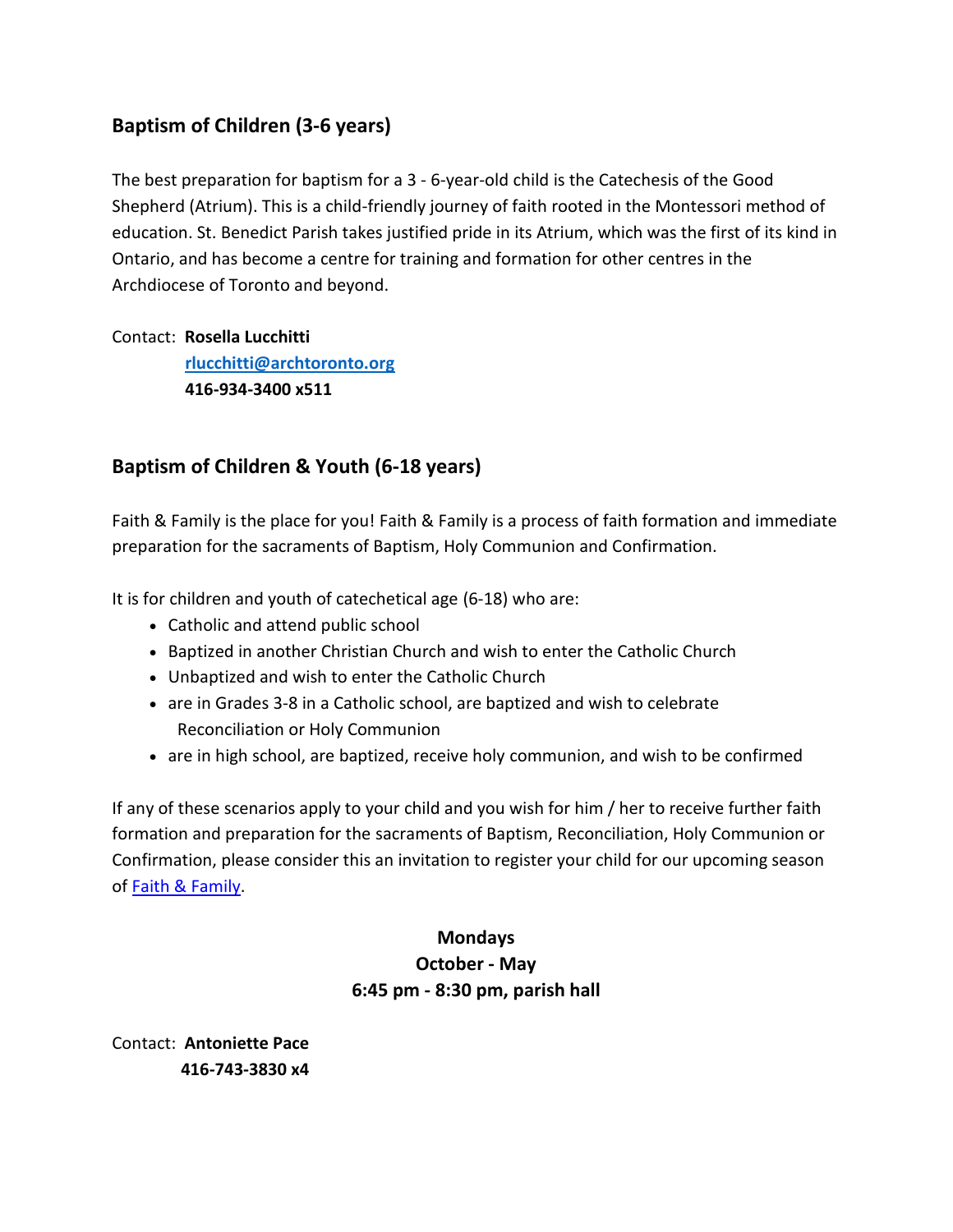## Baptism of Children (3-6 years)

The best preparation for baptism for a 3 - 6-year-old child is the Catechesis of the Good Shepherd (Atrium). This is a child-friendly journey of faith rooted in the Montessori method of education. St. Benedict Parish takes justified pride in its Atrium, which was the first of its kind in Ontario, and has become a centre for training and formation for other centres in the Archdiocese of Toronto and beyond.

Contact: **Rosella Lucchitti**
**[rlucchitti@archtoronto.org](mailto:rlucchitti@archtoronto.org)**
**416-934-3400 x511**

## Baptism of Children & Youth (6-18 years)

Faith & Family is the place for you! Faith & Family is a process of faith formation and immediate preparation for the sacraments of Baptism, Holy Communion and Confirmation.

It is for children and youth of catechetical age (6-18) who are:

- Catholic and attend public school
- Baptized in another Christian Church and wish to enter the Catholic Church
- Unbaptized and wish to enter the Catholic Church
- are in Grades 3-8 in a Catholic school, are baptized and wish to celebrate Reconciliation or Holy Communion
- are in high school, are baptized, receive holy communion, and wish to be confirmed

If any of these scenarios apply to your child and you wish for him / her to receive further faith formation and preparation for the sacraments of Baptism, Reconciliation, Holy Communion or Confirmation, please consider this an invitation to register your child for our upcoming season of Faith & Family.

**Mondays**
**October - May**
**6:45 pm - 8:30 pm, parish hall**

Contact: **Antoniette Pace**
**416-743-3830 x4**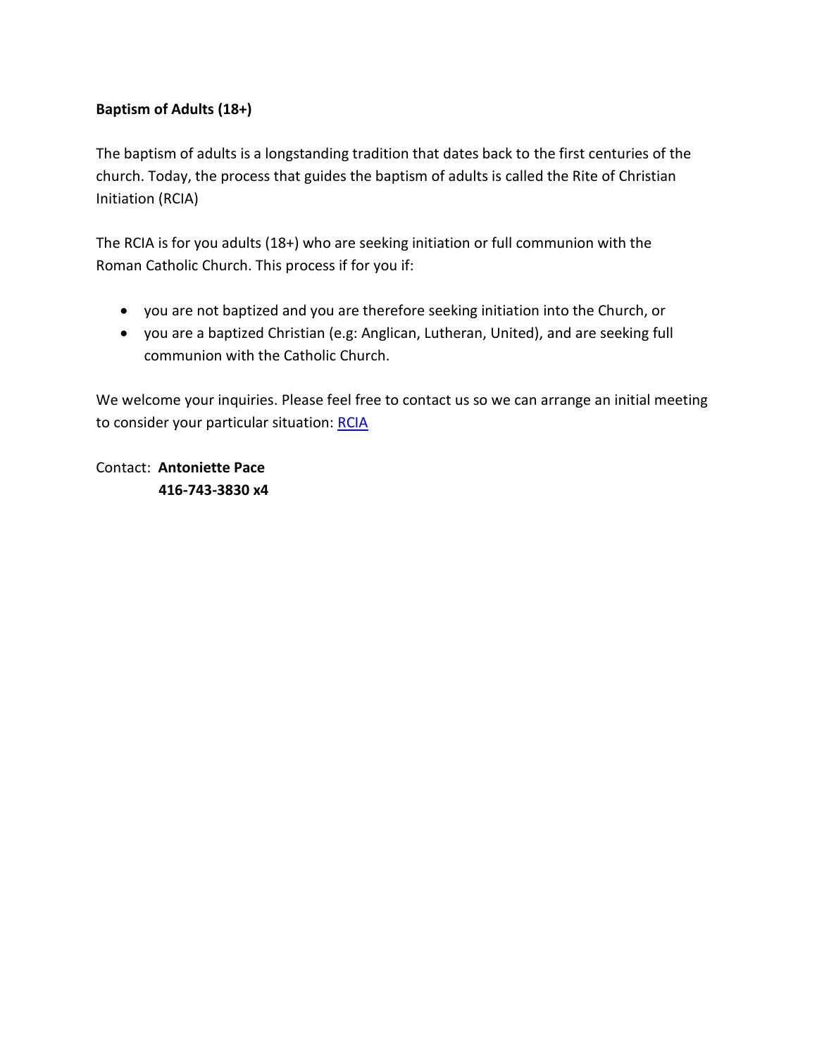**Baptism of Adults (18+)**

The baptism of adults is a longstanding tradition that dates back to the first centuries of the church. Today, the process that guides the baptism of adults is called the Rite of Christian Initiation (RCIA)

The RCIA is for you adults (18+) who are seeking initiation or full communion with the Roman Catholic Church. This process if for you if:

- you are not baptized and you are therefore seeking initiation into the Church, or
- you are a baptized Christian (e.g: Anglican, Lutheran, United), and are seeking full communion with the Catholic Church.

We welcome your inquiries. Please feel free to contact us so we can arrange an initial meeting to consider your particular situation: RCIA

Contact: **Antoniette Pace**
**416-743-3830 x4**